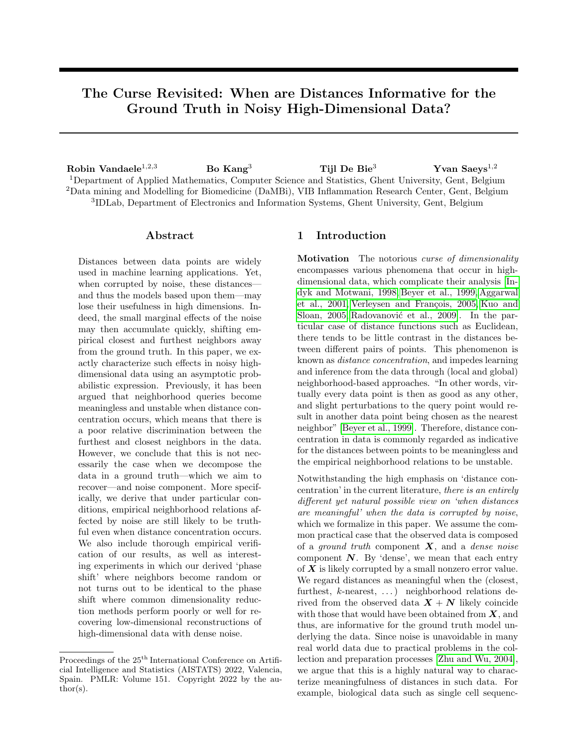# The Curse Revisited: When are Distances Informative for the Ground Truth in Noisy High-Dimensional Data?

**Robin Vandaele**[1,2,3] **Bo Kang**[3] **Tijl De Bie**[3] **Yvan Saeys**[1,2]

[1]Department of Applied Mathematics, Computer Science and Statistics, Ghent University, Gent, Belgium
[2]Data mining and Modelling for Biomedicine (DaMBi), VIB Inflammation Research Center, Gent, Belgium
[3]IDLab, Department of Electronics and Information Systems, Ghent University, Gent, Belgium

## Abstract

Distances between data points are widely used in machine learning applications. Yet, when corrupted by noise, these distances—and thus the models based upon them—may lose their usefulness in high dimensions. Indeed, the small marginal effects of the noise may then accumulate quickly, shifting empirical closest and furthest neighbors away from the ground truth. In this paper, we exactly characterize such effects in noisy high-dimensional data using an asymptotic probabilistic expression. Previously, it has been argued that neighborhood queries become meaningless and unstable when distance concentration occurs, which means that there is a poor relative discrimination between the furthest and closest neighbors in the data. However, we conclude that this is not necessarily the case when we decompose the data in a ground truth—which we aim to recover—and noise component. More specifically, we derive that under particular conditions, empirical neighborhood relations affected by noise are still likely to be truthful even when distance concentration occurs. We also include thorough empirical verification of our results, as well as interesting experiments in which our derived 'phase shift' where neighbors become random or not turns out to be identical to the phase shift where common dimensionality reduction methods perform poorly or well for recovering low-dimensional reconstructions of high-dimensional data with dense noise.

## 1 Introduction

**Motivation** The notorious *curse of dimensionality* encompasses various phenomena that occur in high-dimensional data, which complicate their analysis [Indyk and Motwani, 1998, Beyer et al., 1999, Aggarwal et al., 2001, Verleysen and François, 2005, Kuo and Sloan, 2005, Radovanović et al., 2009]. In the particular case of distance functions such as Euclidean, there tends to be little contrast in the distances between different pairs of points. This phenomenon is known as *distance concentration*, and impedes learning and inference from the data through (local and global) neighborhood-based approaches. "In other words, virtually every data point is then as good as any other, and slight perturbations to the query point would result in another data point being chosen as the nearest neighbor" [Beyer et al., 1999]. Therefore, distance concentration in data is commonly regarded as indicative for the distances between points to be meaningless and the empirical neighborhood relations to be unstable.

Notwithstanding the high emphasis on 'distance concentration' in the current literature, *there is an entirely different yet natural possible view on 'when distances are meaningful' when the data is corrupted by noise*, which we formalize in this paper. We assume the common practical case that the observed data is composed of a *ground truth* component $\boldsymbol{X}$, and a *dense noise* component $\boldsymbol{N}$. By 'dense', we mean that each entry of $\boldsymbol{X}$ is likely corrupted by a small nonzero error value. We regard distances as meaningful when the (closest, furthest, $k$-nearest, ...) neighborhood relations derived from the observed data $\boldsymbol{X}+\boldsymbol{N}$ likely coincide with those that would have been obtained from $\boldsymbol{X}$, and thus, are informative for the ground truth model underlying the data. Since noise is unavoidable in many real world data due to practical problems in the collection and preparation processes [Zhu and Wu, 2004], we argue that this is a highly natural way to characterize meaningfulness of distances in such data. For example, biological data such as single cell sequenc-

Proceedings of the 25[th] International Conference on Artificial Intelligence and Statistics (AISTATS) 2022, Valencia, Spain. PMLR: Volume 151. Copyright 2022 by the author(s).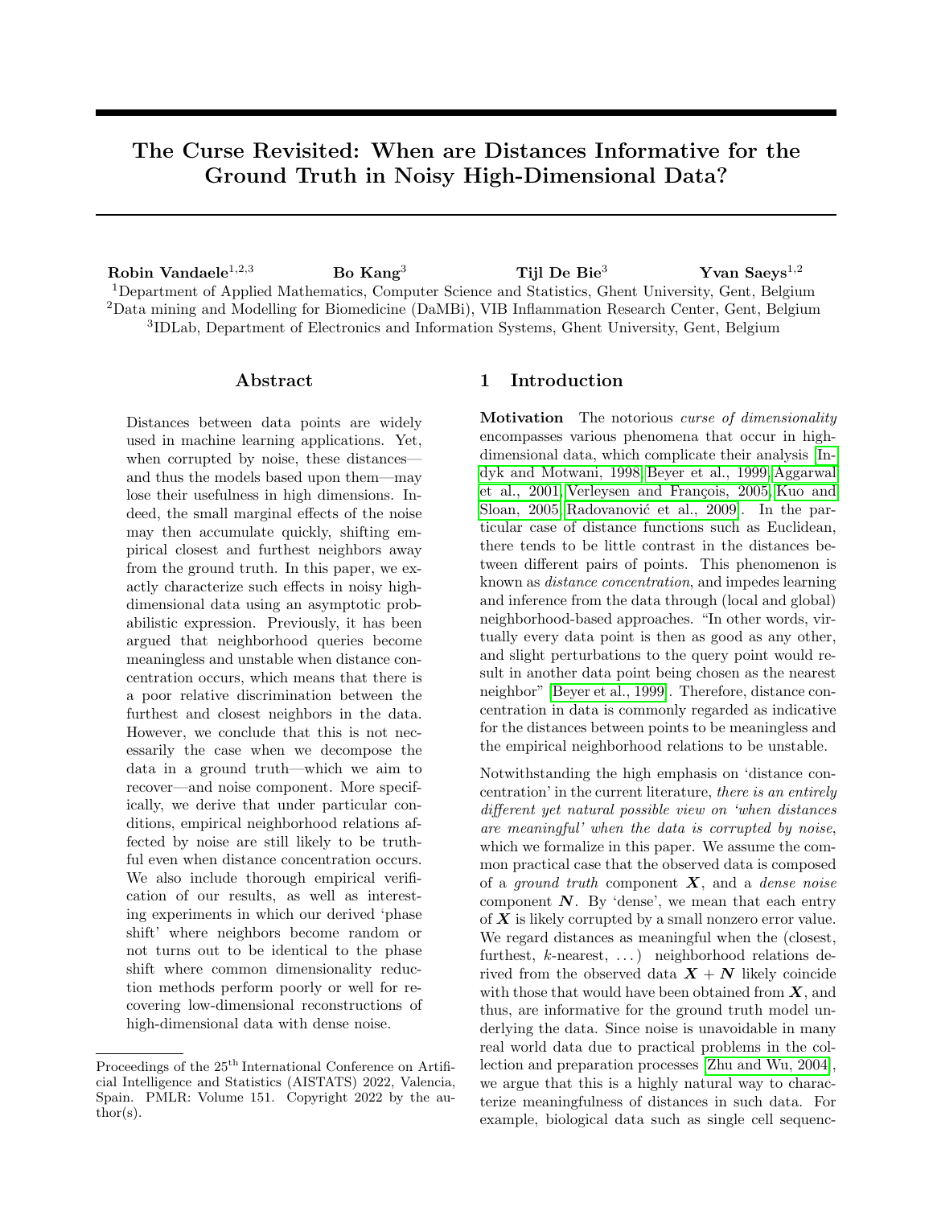# The Curse Revisited: When are Distances Informative for the Ground Truth in Noisy High-Dimensional Data?

**Robin Vandaele**[1,2,3] **Bo Kang**[3] **Tijl De Bie**[3] **Yvan Saeys**[1,2]

[1]Department of Applied Mathematics, Computer Science and Statistics, Ghent University, Gent, Belgium
[2]Data mining and Modelling for Biomedicine (DaMBi), VIB Inflammation Research Center, Gent, Belgium
[3]IDLab, Department of Electronics and Information Systems, Ghent University, Gent, Belgium

## Abstract

Distances between data points are widely used in machine learning applications. Yet, when corrupted by noise, these distances—and thus the models based upon them—may lose their usefulness in high dimensions. Indeed, the small marginal effects of the noise may then accumulate quickly, shifting empirical closest and furthest neighbors away from the ground truth. In this paper, we exactly characterize such effects in noisy high-dimensional data using an asymptotic probabilistic expression. Previously, it has been argued that neighborhood queries become meaningless and unstable when distance concentration occurs, which means that there is a poor relative discrimination between the furthest and closest neighbors in the data. However, we conclude that this is not necessarily the case when we decompose the data in a ground truth—which we aim to recover—and noise component. More specifically, we derive that under particular conditions, empirical neighborhood relations affected by noise are still likely to be truthful even when distance concentration occurs. We also include thorough empirical verification of our results, as well as interesting experiments in which our derived 'phase shift' where neighbors become random or not turns out to be identical to the phase shift where common dimensionality reduction methods perform poorly or well for recovering low-dimensional reconstructions of high-dimensional data with dense noise.

## 1 Introduction

**Motivation** The notorious *curse of dimensionality* encompasses various phenomena that occur in high-dimensional data, which complicate their analysis [Indyk and Motwani, 1998, Beyer et al., 1999, Aggarwal et al., 2001, Verleysen and François, 2005, Kuo and Sloan, 2005, Radovanović et al., 2009]. In the particular case of distance functions such as Euclidean, there tends to be little contrast in the distances between different pairs of points. This phenomenon is known as *distance concentration*, and impedes learning and inference from the data through (local and global) neighborhood-based approaches. "In other words, virtually every data point is then as good as any other, and slight perturbations to the query point would result in another data point being chosen as the nearest neighbor" [Beyer et al., 1999]. Therefore, distance concentration in data is commonly regarded as indicative for the distances between points to be meaningless and the empirical neighborhood relations to be unstable.

Notwithstanding the high emphasis on 'distance concentration' in the current literature, *there is an entirely different yet natural possible view on 'when distances are meaningful' when the data is corrupted by noise*, which we formalize in this paper. We assume the common practical case that the observed data is composed of a *ground truth* component $\boldsymbol{X}$, and a *dense noise* component $\boldsymbol{N}$. By 'dense', we mean that each entry of $\boldsymbol{X}$ is likely corrupted by a small nonzero error value. We regard distances as meaningful when the (closest, furthest, $k$-nearest, ...) neighborhood relations derived from the observed data $\boldsymbol{X}+\boldsymbol{N}$ likely coincide with those that would have been obtained from $\boldsymbol{X}$, and thus, are informative for the ground truth model underlying the data. Since noise is unavoidable in many real world data due to practical problems in the collection and preparation processes [Zhu and Wu, 2004], we argue that this is a highly natural way to characterize meaningfulness of distances in such data. For example, biological data such as single cell sequenc-

Proceedings of the 25[th] International Conference on Artificial Intelligence and Statistics (AISTATS) 2022, Valencia, Spain. PMLR: Volume 151. Copyright 2022 by the author(s).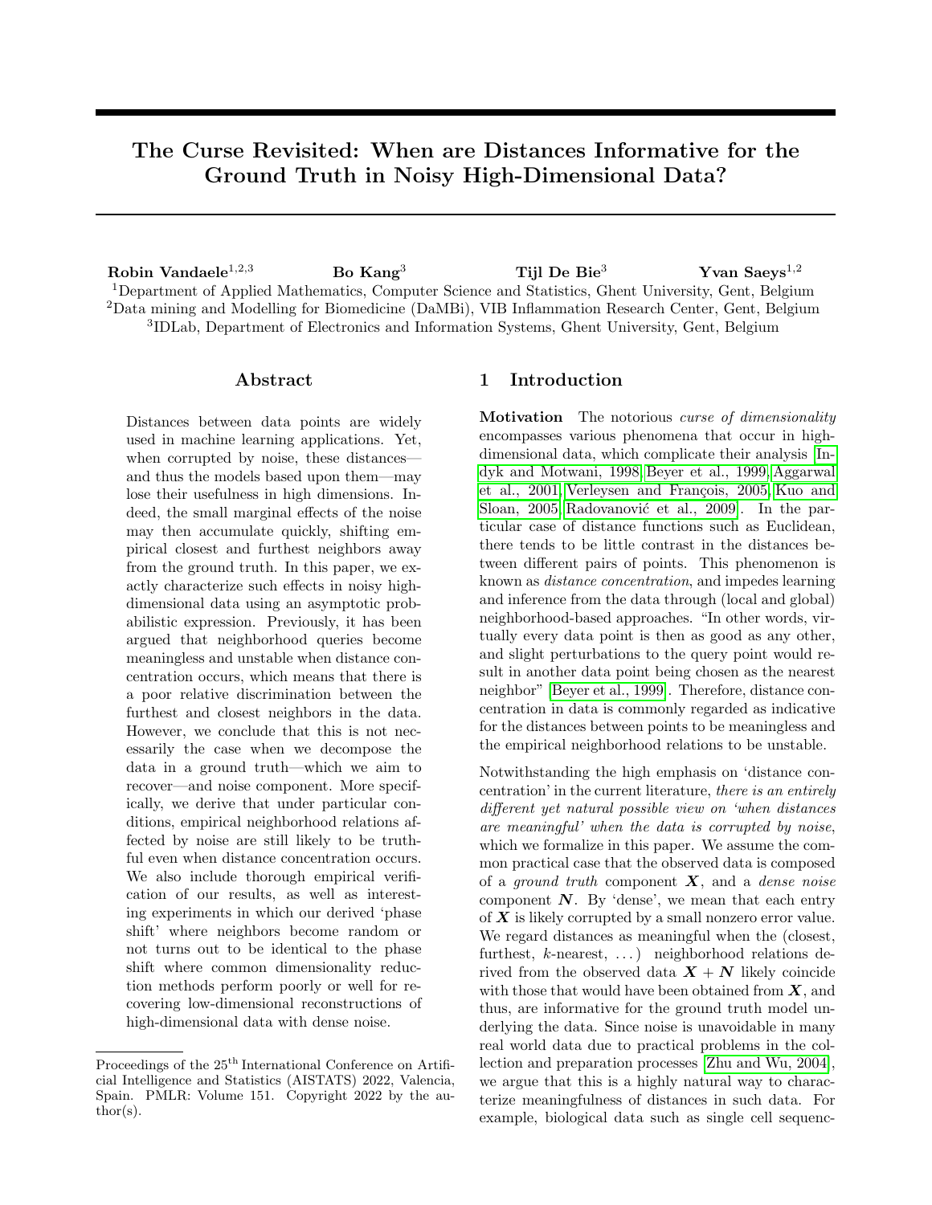# The Curse Revisited: When are Distances Informative for the Ground Truth in Noisy High-Dimensional Data?

**Robin Vandaele**[1,2,3] **Bo Kang**[3] **Tijl De Bie**[3] **Yvan Saeys**[1,2]

[1]Department of Applied Mathematics, Computer Science and Statistics, Ghent University, Gent, Belgium
[2]Data mining and Modelling for Biomedicine (DaMBi), VIB Inflammation Research Center, Gent, Belgium
[3]IDLab, Department of Electronics and Information Systems, Ghent University, Gent, Belgium

## Abstract

Distances between data points are widely used in machine learning applications. Yet, when corrupted by noise, these distances—and thus the models based upon them—may lose their usefulness in high dimensions. Indeed, the small marginal effects of the noise may then accumulate quickly, shifting empirical closest and furthest neighbors away from the ground truth. In this paper, we exactly characterize such effects in noisy high-dimensional data using an asymptotic probabilistic expression. Previously, it has been argued that neighborhood queries become meaningless and unstable when distance concentration occurs, which means that there is a poor relative discrimination between the furthest and closest neighbors in the data. However, we conclude that this is not necessarily the case when we decompose the data in a ground truth—which we aim to recover—and noise component. More specifically, we derive that under particular conditions, empirical neighborhood relations affected by noise are still likely to be truthful even when distance concentration occurs. We also include thorough empirical verification of our results, as well as interesting experiments in which our derived 'phase shift' where neighbors become random or not turns out to be identical to the phase shift where common dimensionality reduction methods perform poorly or well for recovering low-dimensional reconstructions of high-dimensional data with dense noise.

## 1 Introduction

**Motivation** The notorious *curse of dimensionality* encompasses various phenomena that occur in high-dimensional data, which complicate their analysis [Indyk and Motwani, 1998, Beyer et al., 1999, Aggarwal et al., 2001, Verleysen and François, 2005, Kuo and Sloan, 2005, Radovanović et al., 2009]. In the particular case of distance functions such as Euclidean, there tends to be little contrast in the distances between different pairs of points. This phenomenon is known as *distance concentration*, and impedes learning and inference from the data through (local and global) neighborhood-based approaches. "In other words, virtually every data point is then as good as any other, and slight perturbations to the query point would result in another data point being chosen as the nearest neighbor" [Beyer et al., 1999]. Therefore, distance concentration in data is commonly regarded as indicative for the distances between points to be meaningless and the empirical neighborhood relations to be unstable.

Notwithstanding the high emphasis on 'distance concentration' in the current literature, *there is an entirely different yet natural possible view on 'when distances are meaningful' when the data is corrupted by noise*, which we formalize in this paper. We assume the common practical case that the observed data is composed of a *ground truth* component $\boldsymbol{X}$, and a *dense noise* component $\boldsymbol{N}$. By 'dense', we mean that each entry of $\boldsymbol{X}$ is likely corrupted by a small nonzero error value. We regard distances as meaningful when the (closest, furthest, $k$-nearest, ...) neighborhood relations derived from the observed data $\boldsymbol{X} + \boldsymbol{N}$ likely coincide with those that would have been obtained from $\boldsymbol{X}$, and thus, are informative for the ground truth model underlying the data. Since noise is unavoidable in many real world data due to practical problems in the collection and preparation processes [Zhu and Wu, 2004], we argue that this is a highly natural way to characterize meaningfulness of distances in such data. For example, biological data such as single cell sequenc-

Proceedings of the 25[th] International Conference on Artificial Intelligence and Statistics (AISTATS) 2022, Valencia, Spain. PMLR: Volume 151. Copyright 2022 by the author(s).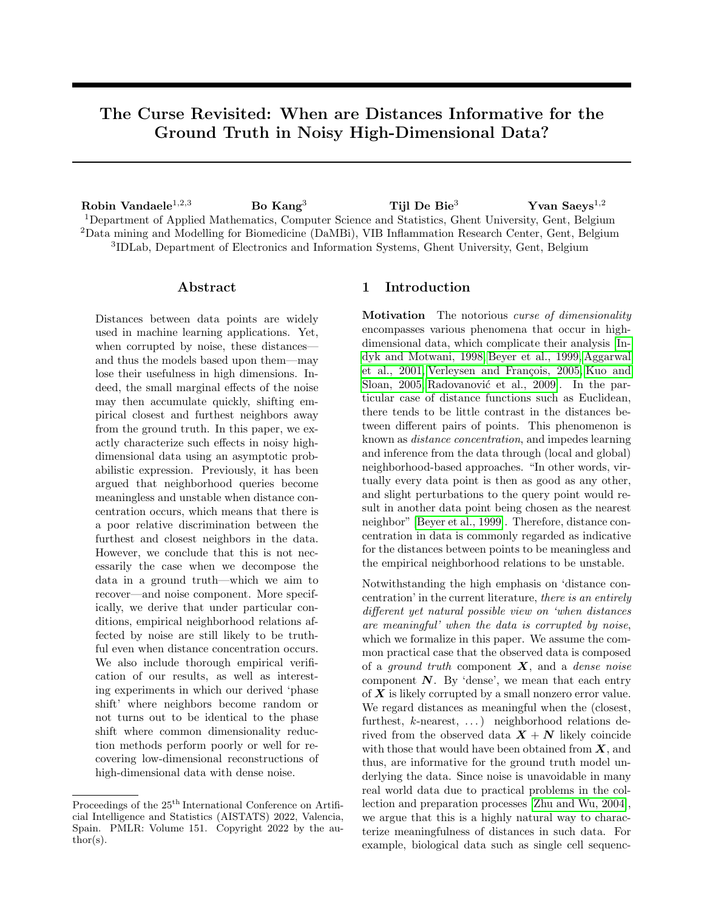# The Curse Revisited: When are Distances Informative for the Ground Truth in Noisy High-Dimensional Data?

**Robin Vandaele**[1,2,3] **Bo Kang**[3] **Tijl De Bie**[3] **Yvan Saeys**[1,2]

[1]Department of Applied Mathematics, Computer Science and Statistics, Ghent University, Gent, Belgium
[2]Data mining and Modelling for Biomedicine (DaMBi), VIB Inflammation Research Center, Gent, Belgium
[3]IDLab, Department of Electronics and Information Systems, Ghent University, Gent, Belgium

## Abstract

Distances between data points are widely used in machine learning applications. Yet, when corrupted by noise, these distances—and thus the models based upon them—may lose their usefulness in high dimensions. Indeed, the small marginal effects of the noise may then accumulate quickly, shifting empirical closest and furthest neighbors away from the ground truth. In this paper, we exactly characterize such effects in noisy high-dimensional data using an asymptotic probabilistic expression. Previously, it has been argued that neighborhood queries become meaningless and unstable when distance concentration occurs, which means that there is a poor relative discrimination between the furthest and closest neighbors in the data. However, we conclude that this is not necessarily the case when we decompose the data in a ground truth—which we aim to recover—and noise component. More specifically, we derive that under particular conditions, empirical neighborhood relations affected by noise are still likely to be truthful even when distance concentration occurs. We also include thorough empirical verification of our results, as well as interesting experiments in which our derived 'phase shift' where neighbors become random or not turns out to be identical to the phase shift where common dimensionality reduction methods perform poorly or well for recovering low-dimensional reconstructions of high-dimensional data with dense noise.

## 1 Introduction

**Motivation** The notorious *curse of dimensionality* encompasses various phenomena that occur in high-dimensional data, which complicate their analysis [Indyk and Motwani, 1998, Beyer et al., 1999, Aggarwal et al., 2001, Verleysen and François, 2005, Kuo and Sloan, 2005, Radovanović et al., 2009]. In the particular case of distance functions such as Euclidean, there tends to be little contrast in the distances between different pairs of points. This phenomenon is known as *distance concentration*, and impedes learning and inference from the data through (local and global) neighborhood-based approaches. "In other words, virtually every data point is then as good as any other, and slight perturbations to the query point would result in another data point being chosen as the nearest neighbor" [Beyer et al., 1999]. Therefore, distance concentration in data is commonly regarded as indicative for the distances between points to be meaningless and the empirical neighborhood relations to be unstable.

Notwithstanding the high emphasis on 'distance concentration' in the current literature, *there is an entirely different yet natural possible view on 'when distances are meaningful' when the data is corrupted by noise*, which we formalize in this paper. We assume the common practical case that the observed data is composed of a *ground truth* component $\boldsymbol{X}$, and a *dense noise* component $\boldsymbol{N}$. By 'dense', we mean that each entry of $\boldsymbol{X}$ is likely corrupted by a small nonzero error value. We regard distances as meaningful when the (closest, furthest, $k$-nearest, ...) neighborhood relations derived from the observed data $\boldsymbol{X} + \boldsymbol{N}$ likely coincide with those that would have been obtained from $\boldsymbol{X}$, and thus, are informative for the ground truth model underlying the data. Since noise is unavoidable in many real world data due to practical problems in the collection and preparation processes [Zhu and Wu, 2004], we argue that this is a highly natural way to characterize meaningfulness of distances in such data. For example, biological data such as single cell sequenc-

Proceedings of the 25[th] International Conference on Artificial Intelligence and Statistics (AISTATS) 2022, Valencia, Spain. PMLR: Volume 151. Copyright 2022 by the author(s).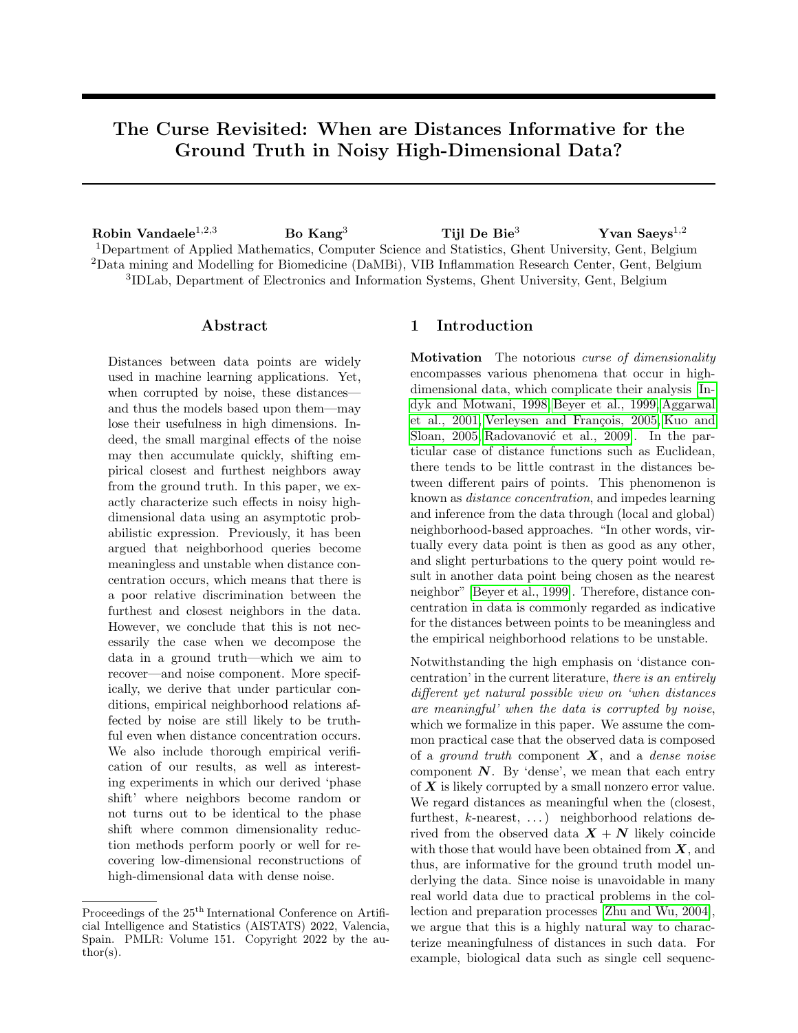# The Curse Revisited: When are Distances Informative for the Ground Truth in Noisy High-Dimensional Data?

**Robin Vandaele**[1,2,3] **Bo Kang**[3] **Tijl De Bie**[3] **Yvan Saeys**[1,2]

[1]Department of Applied Mathematics, Computer Science and Statistics, Ghent University, Gent, Belgium
[2]Data mining and Modelling for Biomedicine (DaMBi), VIB Inflammation Research Center, Gent, Belgium
[3]IDLab, Department of Electronics and Information Systems, Ghent University, Gent, Belgium

## Abstract

Distances between data points are widely used in machine learning applications. Yet, when corrupted by noise, these distances—and thus the models based upon them—may lose their usefulness in high dimensions. Indeed, the small marginal effects of the noise may then accumulate quickly, shifting empirical closest and furthest neighbors away from the ground truth. In this paper, we exactly characterize such effects in noisy high-dimensional data using an asymptotic probabilistic expression. Previously, it has been argued that neighborhood queries become meaningless and unstable when distance concentration occurs, which means that there is a poor relative discrimination between the furthest and closest neighbors in the data. However, we conclude that this is not necessarily the case when we decompose the data in a ground truth—which we aim to recover—and noise component. More specifically, we derive that under particular conditions, empirical neighborhood relations affected by noise are still likely to be truthful even when distance concentration occurs. We also include thorough empirical verification of our results, as well as interesting experiments in which our derived 'phase shift' where neighbors become random or not turns out to be identical to the phase shift where common dimensionality reduction methods perform poorly or well for recovering low-dimensional reconstructions of high-dimensional data with dense noise.

## 1 Introduction

**Motivation** The notorious *curse of dimensionality* encompasses various phenomena that occur in high-dimensional data, which complicate their analysis [Indyk and Motwani, 1998, Beyer et al., 1999, Aggarwal et al., 2001, Verleysen and François, 2005, Kuo and Sloan, 2005, Radovanović et al., 2009]. In the particular case of distance functions such as Euclidean, there tends to be little contrast in the distances between different pairs of points. This phenomenon is known as *distance concentration*, and impedes learning and inference from the data through (local and global) neighborhood-based approaches. "In other words, virtually every data point is then as good as any other, and slight perturbations to the query point would result in another data point being chosen as the nearest neighbor" [Beyer et al., 1999]. Therefore, distance concentration in data is commonly regarded as indicative for the distances between points to be meaningless and the empirical neighborhood relations to be unstable.

Notwithstanding the high emphasis on 'distance concentration' in the current literature, *there is an entirely different yet natural possible view on 'when distances are meaningful' when the data is corrupted by noise*, which we formalize in this paper. We assume the common practical case that the observed data is composed of a *ground truth* component $\boldsymbol{X}$, and a *dense noise* component $\boldsymbol{N}$. By 'dense', we mean that each entry of $\boldsymbol{X}$ is likely corrupted by a small nonzero error value. We regard distances as meaningful when the (closest, furthest, $k$-nearest, ...) neighborhood relations derived from the observed data $\boldsymbol{X} + \boldsymbol{N}$ likely coincide with those that would have been obtained from $\boldsymbol{X}$, and thus, are informative for the ground truth model underlying the data. Since noise is unavoidable in many real world data due to practical problems in the collection and preparation processes [Zhu and Wu, 2004], we argue that this is a highly natural way to characterize meaningfulness of distances in such data. For example, biological data such as single cell sequenc-

Proceedings of the 25[th] International Conference on Artificial Intelligence and Statistics (AISTATS) 2022, Valencia, Spain. PMLR: Volume 151. Copyright 2022 by the author(s).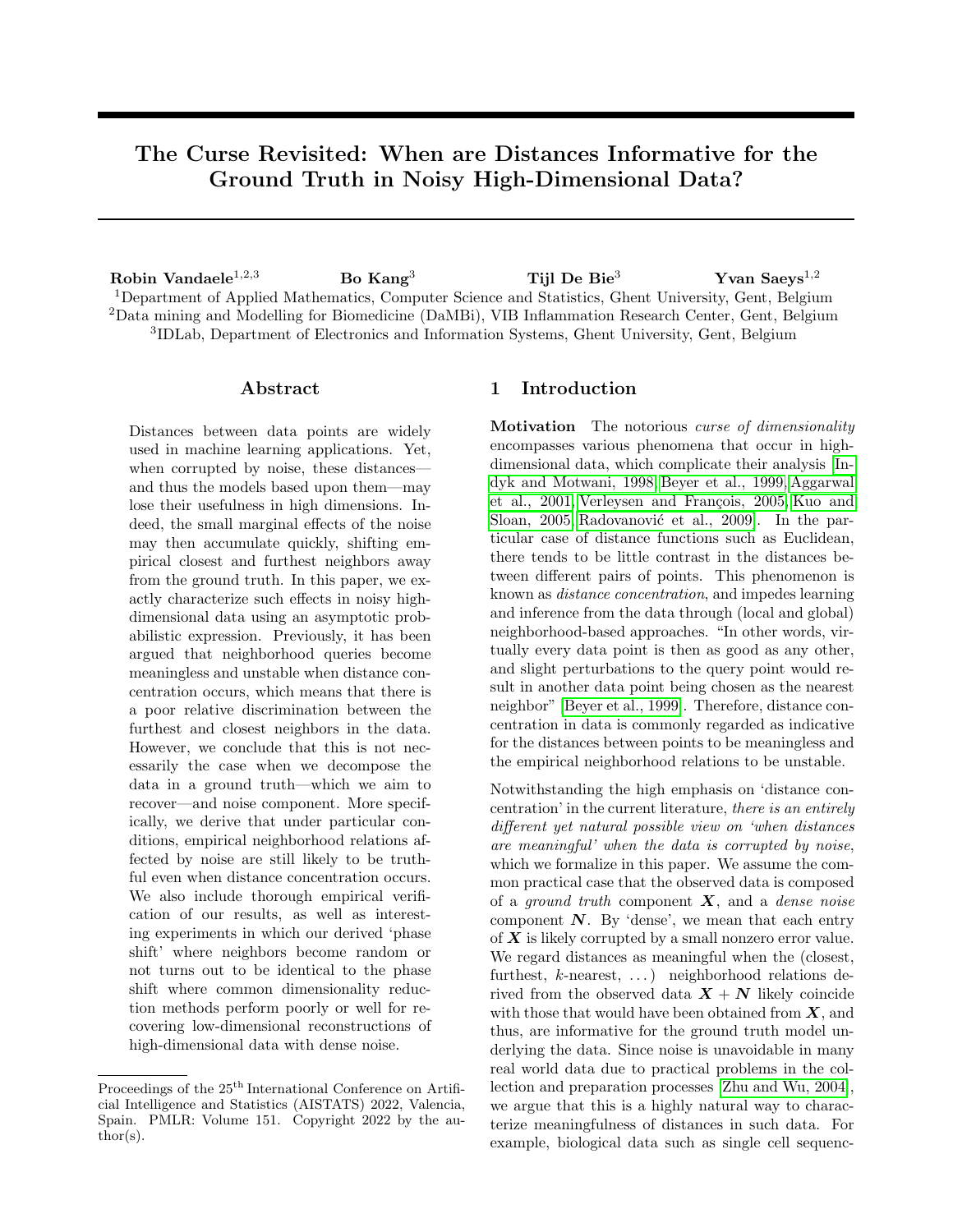# The Curse Revisited: When are Distances Informative for the Ground Truth in Noisy High-Dimensional Data?

**Robin Vandaele**[1,2,3] **Bo Kang**[3] **Tijl De Bie**[3] **Yvan Saeys**[1,2]

[1]Department of Applied Mathematics, Computer Science and Statistics, Ghent University, Gent, Belgium
[2]Data mining and Modelling for Biomedicine (DaMBi), VIB Inflammation Research Center, Gent, Belgium
[3]IDLab, Department of Electronics and Information Systems, Ghent University, Gent, Belgium

## Abstract

Distances between data points are widely used in machine learning applications. Yet, when corrupted by noise, these distances—and thus the models based upon them—may lose their usefulness in high dimensions. Indeed, the small marginal effects of the noise may then accumulate quickly, shifting empirical closest and furthest neighbors away from the ground truth. In this paper, we exactly characterize such effects in noisy high-dimensional data using an asymptotic probabilistic expression. Previously, it has been argued that neighborhood queries become meaningless and unstable when distance concentration occurs, which means that there is a poor relative discrimination between the furthest and closest neighbors in the data. However, we conclude that this is not necessarily the case when we decompose the data in a ground truth—which we aim to recover—and noise component. More specifically, we derive that under particular conditions, empirical neighborhood relations affected by noise are still likely to be truthful even when distance concentration occurs. We also include thorough empirical verification of our results, as well as interesting experiments in which our derived 'phase shift' where neighbors become random or not turns out to be identical to the phase shift where common dimensionality reduction methods perform poorly or well for recovering low-dimensional reconstructions of high-dimensional data with dense noise.

## 1 Introduction

**Motivation** The notorious *curse of dimensionality* encompasses various phenomena that occur in high-dimensional data, which complicate their analysis [Indyk and Motwani, 1998, Beyer et al., 1999, Aggarwal et al., 2001, Verleysen and François, 2005, Kuo and Sloan, 2005, Radovanović et al., 2009]. In the particular case of distance functions such as Euclidean, there tends to be little contrast in the distances between different pairs of points. This phenomenon is known as *distance concentration*, and impedes learning and inference from the data through (local and global) neighborhood-based approaches. "In other words, virtually every data point is then as good as any other, and slight perturbations to the query point would result in another data point being chosen as the nearest neighbor" [Beyer et al., 1999]. Therefore, distance concentration in data is commonly regarded as indicative for the distances between points to be meaningless and the empirical neighborhood relations to be unstable.

Notwithstanding the high emphasis on 'distance concentration' in the current literature, *there is an entirely different yet natural possible view on 'when distances are meaningful' when the data is corrupted by noise*, which we formalize in this paper. We assume the common practical case that the observed data is composed of a *ground truth* component $\boldsymbol{X}$, and a *dense noise* component $\boldsymbol{N}$. By 'dense', we mean that each entry of $\boldsymbol{X}$ is likely corrupted by a small nonzero error value. We regard distances as meaningful when the (closest, furthest, $k$-nearest, ...) neighborhood relations derived from the observed data $\boldsymbol{X} + \boldsymbol{N}$ likely coincide with those that would have been obtained from $\boldsymbol{X}$, and thus, are informative for the ground truth model underlying the data. Since noise is unavoidable in many real world data due to practical problems in the collection and preparation processes [Zhu and Wu, 2004], we argue that this is a highly natural way to characterize meaningfulness of distances in such data. For example, biological data such as single cell sequenc-

Proceedings of the 25[th] International Conference on Artificial Intelligence and Statistics (AISTATS) 2022, Valencia, Spain. PMLR: Volume 151. Copyright 2022 by the author(s).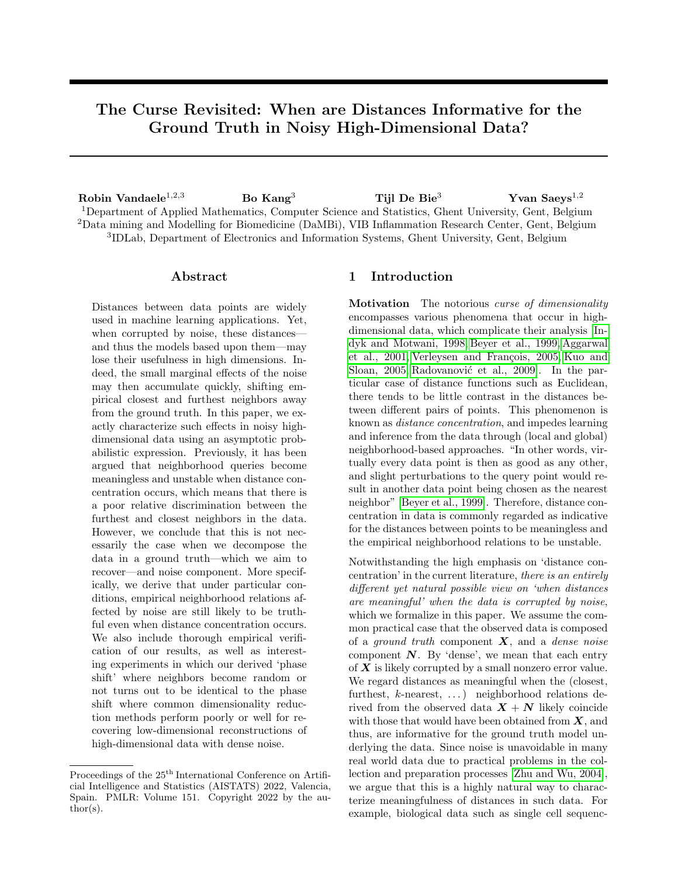# The Curse Revisited: When are Distances Informative for the Ground Truth in Noisy High-Dimensional Data?

**Robin Vandaele**[1,2,3] **Bo Kang**[3] **Tijl De Bie**[3] **Yvan Saeys**[1,2]

[1]Department of Applied Mathematics, Computer Science and Statistics, Ghent University, Gent, Belgium
[2]Data mining and Modelling for Biomedicine (DaMBi), VIB Inflammation Research Center, Gent, Belgium
[3]IDLab, Department of Electronics and Information Systems, Ghent University, Gent, Belgium

## Abstract

Distances between data points are widely used in machine learning applications. Yet, when corrupted by noise, these distances—and thus the models based upon them—may lose their usefulness in high dimensions. Indeed, the small marginal effects of the noise may then accumulate quickly, shifting empirical closest and furthest neighbors away from the ground truth. In this paper, we exactly characterize such effects in noisy high-dimensional data using an asymptotic probabilistic expression. Previously, it has been argued that neighborhood queries become meaningless and unstable when distance concentration occurs, which means that there is a poor relative discrimination between the furthest and closest neighbors in the data. However, we conclude that this is not necessarily the case when we decompose the data in a ground truth—which we aim to recover—and noise component. More specifically, we derive that under particular conditions, empirical neighborhood relations affected by noise are still likely to be truthful even when distance concentration occurs. We also include thorough empirical verification of our results, as well as interesting experiments in which our derived 'phase shift' where neighbors become random or not turns out to be identical to the phase shift where common dimensionality reduction methods perform poorly or well for recovering low-dimensional reconstructions of high-dimensional data with dense noise.

## 1 Introduction

**Motivation** The notorious *curse of dimensionality* encompasses various phenomena that occur in high-dimensional data, which complicate their analysis [Indyk and Motwani, 1998, Beyer et al., 1999, Aggarwal et al., 2001, Verleysen and François, 2005, Kuo and Sloan, 2005, Radovanović et al., 2009]. In the particular case of distance functions such as Euclidean, there tends to be little contrast in the distances between different pairs of points. This phenomenon is known as *distance concentration*, and impedes learning and inference from the data through (local and global) neighborhood-based approaches. "In other words, virtually every data point is then as good as any other, and slight perturbations to the query point would result in another data point being chosen as the nearest neighbor" [Beyer et al., 1999]. Therefore, distance concentration in data is commonly regarded as indicative for the distances between points to be meaningless and the empirical neighborhood relations to be unstable.

Notwithstanding the high emphasis on 'distance concentration' in the current literature, *there is an entirely different yet natural possible view on 'when distances are meaningful' when the data is corrupted by noise*, which we formalize in this paper. We assume the common practical case that the observed data is composed of a *ground truth* component $\boldsymbol{X}$, and a *dense noise* component $\boldsymbol{N}$. By 'dense', we mean that each entry of $\boldsymbol{X}$ is likely corrupted by a small nonzero error value. We regard distances as meaningful when the (closest, furthest, $k$-nearest, ...) neighborhood relations derived from the observed data $\boldsymbol{X} + \boldsymbol{N}$ likely coincide with those that would have been obtained from $\boldsymbol{X}$, and thus, are informative for the ground truth model underlying the data. Since noise is unavoidable in many real world data due to practical problems in the collection and preparation processes [Zhu and Wu, 2004], we argue that this is a highly natural way to characterize meaningfulness of distances in such data. For example, biological data such as single cell sequenc-

Proceedings of the 25[th] International Conference on Artificial Intelligence and Statistics (AISTATS) 2022, Valencia, Spain. PMLR: Volume 151. Copyright 2022 by the author(s).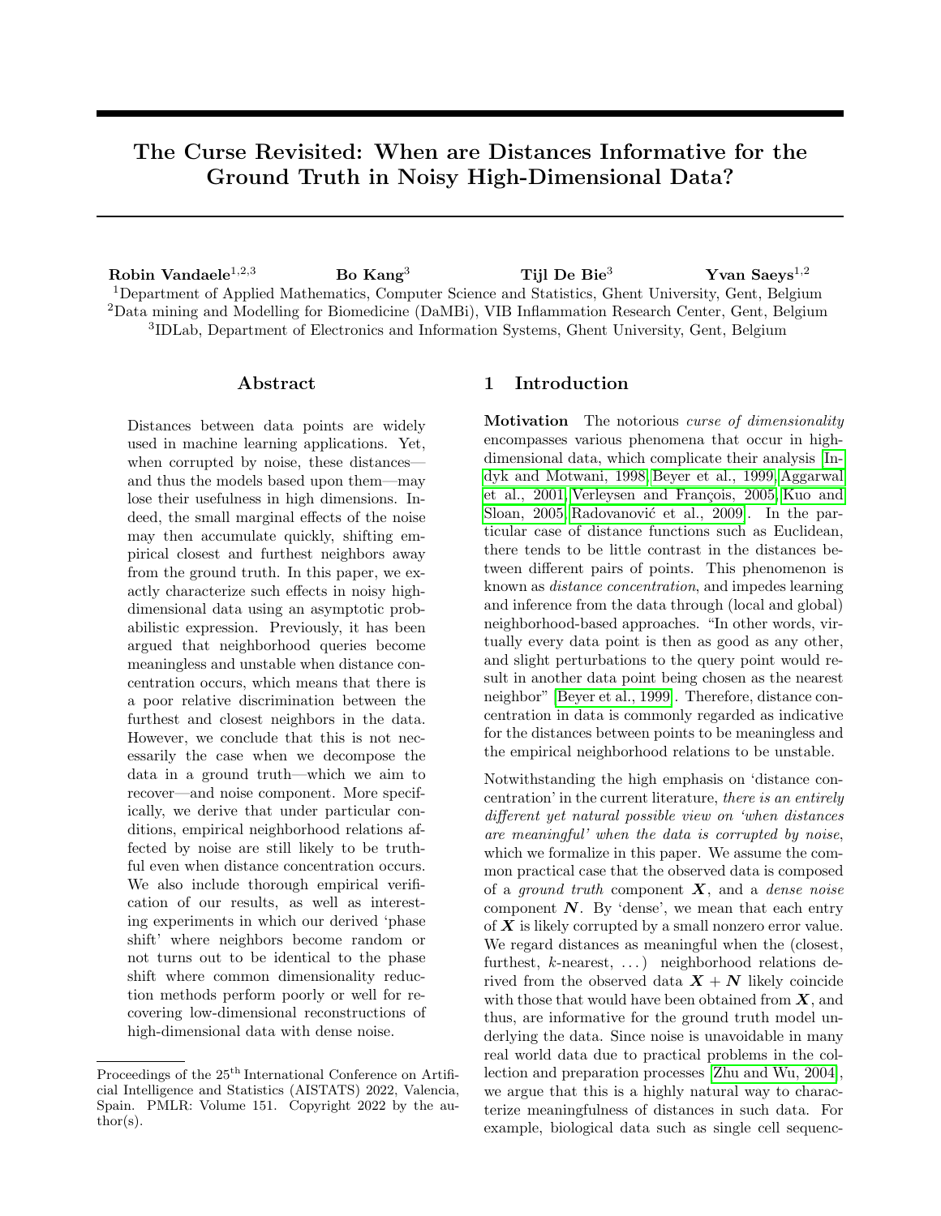# The Curse Revisited: When are Distances Informative for the Ground Truth in Noisy High-Dimensional Data?

**Robin Vandaele**[1,2,3] **Bo Kang**[3] **Tijl De Bie**[3] **Yvan Saeys**[1,2]

[1]Department of Applied Mathematics, Computer Science and Statistics, Ghent University, Gent, Belgium
[2]Data mining and Modelling for Biomedicine (DaMBi), VIB Inflammation Research Center, Gent, Belgium
[3]IDLab, Department of Electronics and Information Systems, Ghent University, Gent, Belgium

## Abstract

Distances between data points are widely used in machine learning applications. Yet, when corrupted by noise, these distances—and thus the models based upon them—may lose their usefulness in high dimensions. Indeed, the small marginal effects of the noise may then accumulate quickly, shifting empirical closest and furthest neighbors away from the ground truth. In this paper, we exactly characterize such effects in noisy high-dimensional data using an asymptotic probabilistic expression. Previously, it has been argued that neighborhood queries become meaningless and unstable when distance concentration occurs, which means that there is a poor relative discrimination between the furthest and closest neighbors in the data. However, we conclude that this is not necessarily the case when we decompose the data in a ground truth—which we aim to recover—and noise component. More specifically, we derive that under particular conditions, empirical neighborhood relations affected by noise are still likely to be truthful even when distance concentration occurs. We also include thorough empirical verification of our results, as well as interesting experiments in which our derived 'phase shift' where neighbors become random or not turns out to be identical to the phase shift where common dimensionality reduction methods perform poorly or well for recovering low-dimensional reconstructions of high-dimensional data with dense noise.

## 1 Introduction

**Motivation** The notorious *curse of dimensionality* encompasses various phenomena that occur in high-dimensional data, which complicate their analysis [Indyk and Motwani, 1998, Beyer et al., 1999, Aggarwal et al., 2001, Verleysen and François, 2005, Kuo and Sloan, 2005, Radovanović et al., 2009]. In the particular case of distance functions such as Euclidean, there tends to be little contrast in the distances between different pairs of points. This phenomenon is known as *distance concentration*, and impedes learning and inference from the data through (local and global) neighborhood-based approaches. "In other words, virtually every data point is then as good as any other, and slight perturbations to the query point would result in another data point being chosen as the nearest neighbor" [Beyer et al., 1999]. Therefore, distance concentration in data is commonly regarded as indicative for the distances between points to be meaningless and the empirical neighborhood relations to be unstable.

Notwithstanding the high emphasis on 'distance concentration' in the current literature, *there is an entirely different yet natural possible view on 'when distances are meaningful' when the data is corrupted by noise*, which we formalize in this paper. We assume the common practical case that the observed data is composed of a *ground truth* component $\boldsymbol{X}$, and a *dense noise* component $\boldsymbol{N}$. By 'dense', we mean that each entry of $\boldsymbol{X}$ is likely corrupted by a small nonzero error value. We regard distances as meaningful when the (closest, furthest, $k$-nearest, ...) neighborhood relations derived from the observed data $\boldsymbol{X} + \boldsymbol{N}$ likely coincide with those that would have been obtained from $\boldsymbol{X}$, and thus, are informative for the ground truth model underlying the data. Since noise is unavoidable in many real world data due to practical problems in the collection and preparation processes [Zhu and Wu, 2004], we argue that this is a highly natural way to characterize meaningfulness of distances in such data. For example, biological data such as single cell sequenc-

Proceedings of the 25[th] International Conference on Artificial Intelligence and Statistics (AISTATS) 2022, Valencia, Spain. PMLR: Volume 151. Copyright 2022 by the author(s).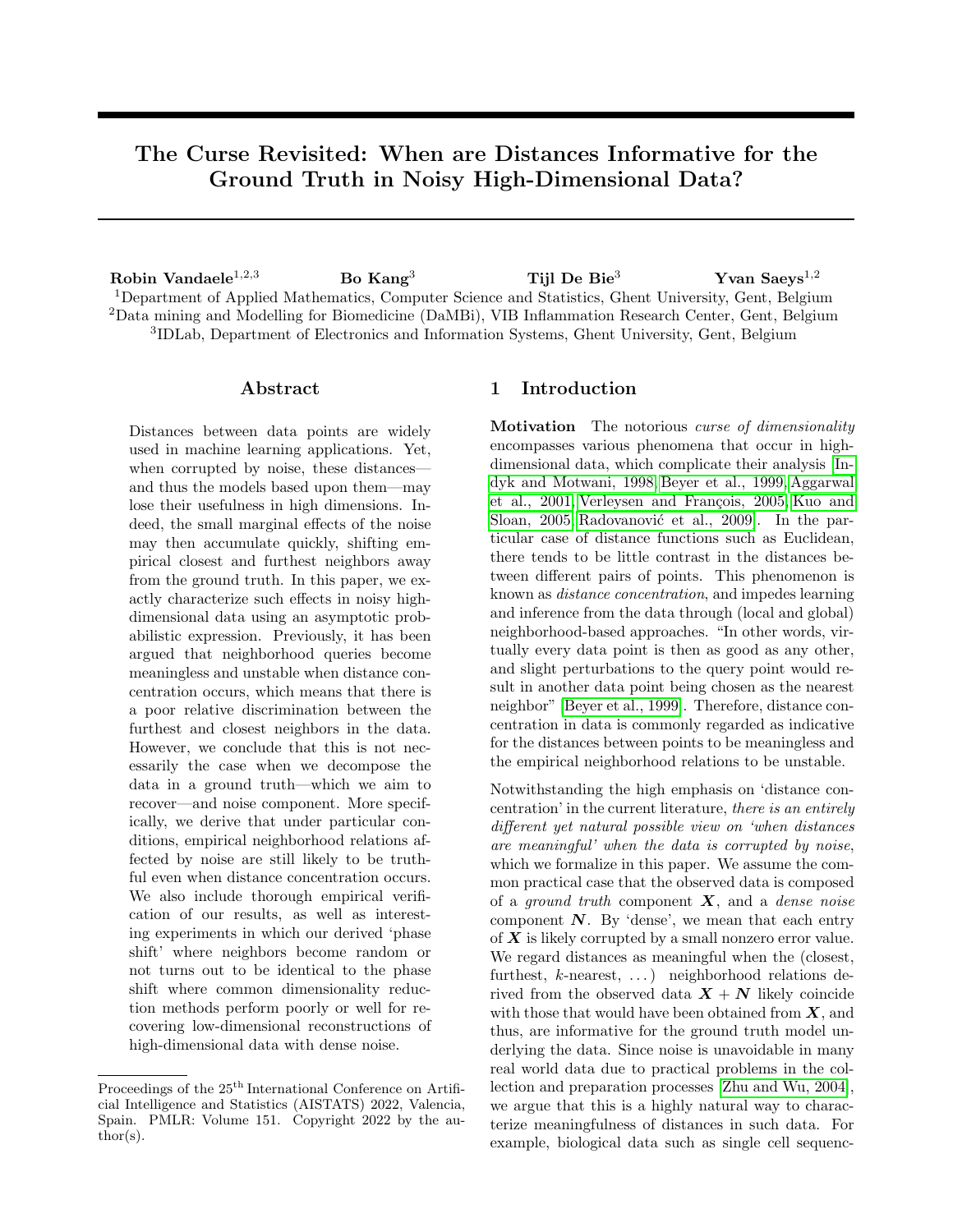# The Curse Revisited: When are Distances Informative for the Ground Truth in Noisy High-Dimensional Data?

**Robin Vandaele**[1,2,3] **Bo Kang**[3] **Tijl De Bie**[3] **Yvan Saeys**[1,2]

[1]Department of Applied Mathematics, Computer Science and Statistics, Ghent University, Gent, Belgium
[2]Data mining and Modelling for Biomedicine (DaMBi), VIB Inflammation Research Center, Gent, Belgium
[3]IDLab, Department of Electronics and Information Systems, Ghent University, Gent, Belgium

## Abstract

Distances between data points are widely used in machine learning applications. Yet, when corrupted by noise, these distances—and thus the models based upon them—may lose their usefulness in high dimensions. Indeed, the small marginal effects of the noise may then accumulate quickly, shifting empirical closest and furthest neighbors away from the ground truth. In this paper, we exactly characterize such effects in noisy high-dimensional data using an asymptotic probabilistic expression. Previously, it has been argued that neighborhood queries become meaningless and unstable when distance concentration occurs, which means that there is a poor relative discrimination between the furthest and closest neighbors in the data. However, we conclude that this is not necessarily the case when we decompose the data in a ground truth—which we aim to recover—and noise component. More specifically, we derive that under particular conditions, empirical neighborhood relations affected by noise are still likely to be truthful even when distance concentration occurs. We also include thorough empirical verification of our results, as well as interesting experiments in which our derived 'phase shift' where neighbors become random or not turns out to be identical to the phase shift where common dimensionality reduction methods perform poorly or well for recovering low-dimensional reconstructions of high-dimensional data with dense noise.

## 1 Introduction

**Motivation** The notorious *curse of dimensionality* encompasses various phenomena that occur in high-dimensional data, which complicate their analysis [Indyk and Motwani, 1998, Beyer et al., 1999, Aggarwal et al., 2001, Verleysen and François, 2005, Kuo and Sloan, 2005, Radovanović et al., 2009]. In the particular case of distance functions such as Euclidean, there tends to be little contrast in the distances between different pairs of points. This phenomenon is known as *distance concentration*, and impedes learning and inference from the data through (local and global) neighborhood-based approaches. "In other words, virtually every data point is then as good as any other, and slight perturbations to the query point would result in another data point being chosen as the nearest neighbor" [Beyer et al., 1999]. Therefore, distance concentration in data is commonly regarded as indicative for the distances between points to be meaningless and the empirical neighborhood relations to be unstable.

Notwithstanding the high emphasis on 'distance concentration' in the current literature, *there is an entirely different yet natural possible view on 'when distances are meaningful' when the data is corrupted by noise*, which we formalize in this paper. We assume the common practical case that the observed data is composed of a *ground truth* component $\boldsymbol{X}$, and a *dense noise* component $\boldsymbol{N}$. By 'dense', we mean that each entry of $\boldsymbol{X}$ is likely corrupted by a small nonzero error value. We regard distances as meaningful when the (closest, furthest, $k$-nearest, ...) neighborhood relations derived from the observed data $\boldsymbol{X} + \boldsymbol{N}$ likely coincide with those that would have been obtained from $\boldsymbol{X}$, and thus, are informative for the ground truth model underlying the data. Since noise is unavoidable in many real world data due to practical problems in the collection and preparation processes [Zhu and Wu, 2004], we argue that this is a highly natural way to characterize meaningfulness of distances in such data. For example, biological data such as single cell sequenc-

---

Proceedings of the 25[th] International Conference on Artificial Intelligence and Statistics (AISTATS) 2022, Valencia, Spain. PMLR: Volume 151. Copyright 2022 by the author(s).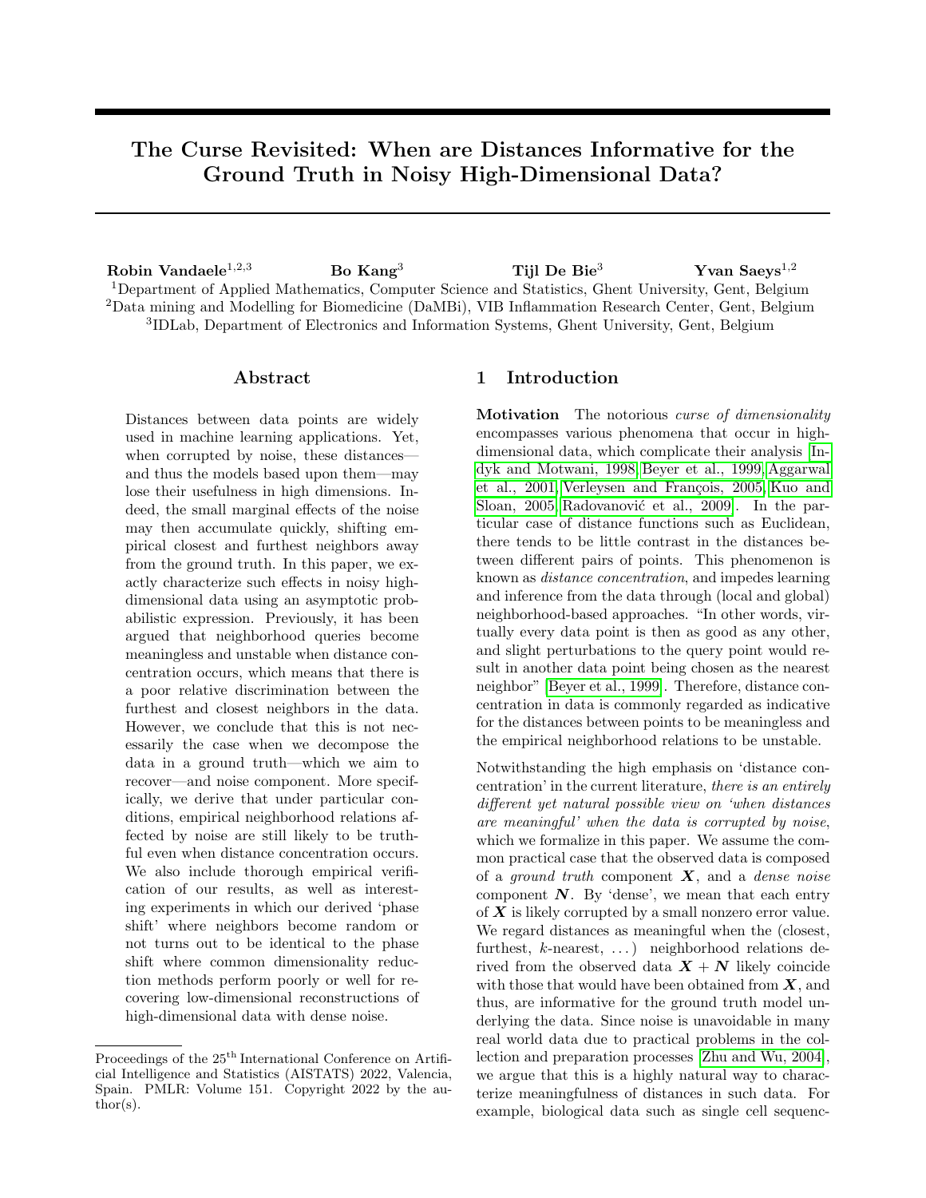# The Curse Revisited: When are Distances Informative for the Ground Truth in Noisy High-Dimensional Data?

**Robin Vandaele**[1,2,3] **Bo Kang**[3] **Tijl De Bie**[3] **Yvan Saeys**[1,2]

[1]Department of Applied Mathematics, Computer Science and Statistics, Ghent University, Gent, Belgium
[2]Data mining and Modelling for Biomedicine (DaMBi), VIB Inflammation Research Center, Gent, Belgium
[3]IDLab, Department of Electronics and Information Systems, Ghent University, Gent, Belgium

## Abstract

Distances between data points are widely used in machine learning applications. Yet, when corrupted by noise, these distances—and thus the models based upon them—may lose their usefulness in high dimensions. Indeed, the small marginal effects of the noise may then accumulate quickly, shifting empirical closest and furthest neighbors away from the ground truth. In this paper, we exactly characterize such effects in noisy high-dimensional data using an asymptotic probabilistic expression. Previously, it has been argued that neighborhood queries become meaningless and unstable when distance concentration occurs, which means that there is a poor relative discrimination between the furthest and closest neighbors in the data. However, we conclude that this is not necessarily the case when we decompose the data in a ground truth—which we aim to recover—and noise component. More specifically, we derive that under particular conditions, empirical neighborhood relations affected by noise are still likely to be truthful even when distance concentration occurs. We also include thorough empirical verification of our results, as well as interesting experiments in which our derived 'phase shift' where neighbors become random or not turns out to be identical to the phase shift where common dimensionality reduction methods perform poorly or well for recovering low-dimensional reconstructions of high-dimensional data with dense noise.

## 1 Introduction

**Motivation** The notorious *curse of dimensionality* encompasses various phenomena that occur in high-dimensional data, which complicate their analysis [Indyk and Motwani, 1998, Beyer et al., 1999, Aggarwal et al., 2001, Verleysen and François, 2005, Kuo and Sloan, 2005, Radovanović et al., 2009]. In the particular case of distance functions such as Euclidean, there tends to be little contrast in the distances between different pairs of points. This phenomenon is known as *distance concentration*, and impedes learning and inference from the data through (local and global) neighborhood-based approaches. "In other words, virtually every data point is then as good as any other, and slight perturbations to the query point would result in another data point being chosen as the nearest neighbor" [Beyer et al., 1999]. Therefore, distance concentration in data is commonly regarded as indicative for the distances between points to be meaningless and the empirical neighborhood relations to be unstable.

Notwithstanding the high emphasis on 'distance concentration' in the current literature, *there is an entirely different yet natural possible view on 'when distances are meaningful' when the data is corrupted by noise*, which we formalize in this paper. We assume the common practical case that the observed data is composed of a *ground truth* component $\boldsymbol{X}$, and a *dense noise* component $\boldsymbol{N}$. By 'dense', we mean that each entry of $\boldsymbol{X}$ is likely corrupted by a small nonzero error value. We regard distances as meaningful when the (closest, furthest, $k$-nearest, ...) neighborhood relations derived from the observed data $\boldsymbol{X} + \boldsymbol{N}$ likely coincide with those that would have been obtained from $\boldsymbol{X}$, and thus, are informative for the ground truth model underlying the data. Since noise is unavoidable in many real world data due to practical problems in the collection and preparation processes [Zhu and Wu, 2004], we argue that this is a highly natural way to characterize meaningfulness of distances in such data. For example, biological data such as single cell sequenc-

Proceedings of the 25[th] International Conference on Artificial Intelligence and Statistics (AISTATS) 2022, Valencia, Spain. PMLR: Volume 151. Copyright 2022 by the author(s).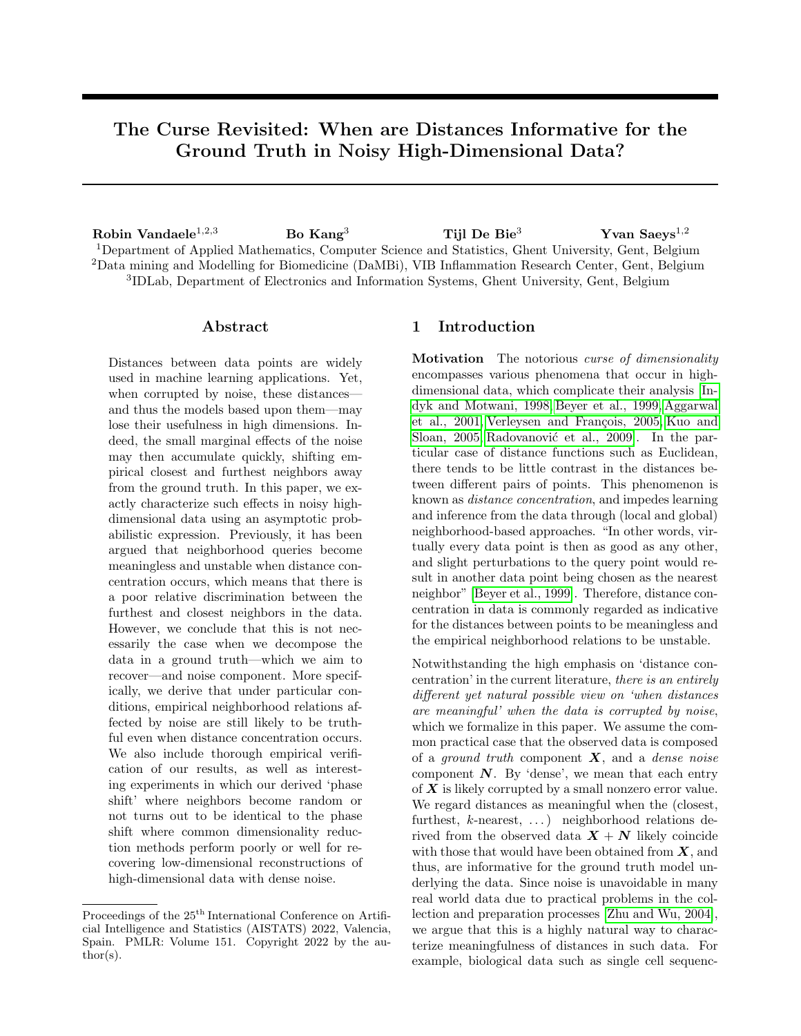# The Curse Revisited: When are Distances Informative for the Ground Truth in Noisy High-Dimensional Data?

**Robin Vandaele**[1,2,3] **Bo Kang**[3] **Tijl De Bie**[3] **Yvan Saeys**[1,2]

[1]Department of Applied Mathematics, Computer Science and Statistics, Ghent University, Gent, Belgium
[2]Data mining and Modelling for Biomedicine (DaMBi), VIB Inflammation Research Center, Gent, Belgium
[3]IDLab, Department of Electronics and Information Systems, Ghent University, Gent, Belgium

## Abstract

Distances between data points are widely used in machine learning applications. Yet, when corrupted by noise, these distances—and thus the models based upon them—may lose their usefulness in high dimensions. Indeed, the small marginal effects of the noise may then accumulate quickly, shifting empirical closest and furthest neighbors away from the ground truth. In this paper, we exactly characterize such effects in noisy high-dimensional data using an asymptotic probabilistic expression. Previously, it has been argued that neighborhood queries become meaningless and unstable when distance concentration occurs, which means that there is a poor relative discrimination between the furthest and closest neighbors in the data. However, we conclude that this is not necessarily the case when we decompose the data in a ground truth—which we aim to recover—and noise component. More specifically, we derive that under particular conditions, empirical neighborhood relations affected by noise are still likely to be truthful even when distance concentration occurs. We also include thorough empirical verification of our results, as well as interesting experiments in which our derived 'phase shift' where neighbors become random or not turns out to be identical to the phase shift where common dimensionality reduction methods perform poorly or well for recovering low-dimensional reconstructions of high-dimensional data with dense noise.

## 1 Introduction

**Motivation** The notorious *curse of dimensionality* encompasses various phenomena that occur in high-dimensional data, which complicate their analysis [Indyk and Motwani, 1998, Beyer et al., 1999, Aggarwal et al., 2001, Verleysen and François, 2005, Kuo and Sloan, 2005, Radovanović et al., 2009]. In the particular case of distance functions such as Euclidean, there tends to be little contrast in the distances between different pairs of points. This phenomenon is known as *distance concentration*, and impedes learning and inference from the data through (local and global) neighborhood-based approaches. "In other words, virtually every data point is then as good as any other, and slight perturbations to the query point would result in another data point being chosen as the nearest neighbor" [Beyer et al., 1999]. Therefore, distance concentration in data is commonly regarded as indicative for the distances between points to be meaningless and the empirical neighborhood relations to be unstable.

Notwithstanding the high emphasis on 'distance concentration' in the current literature, *there is an entirely different yet natural possible view on 'when distances are meaningful' when the data is corrupted by noise*, which we formalize in this paper. We assume the common practical case that the observed data is composed of a *ground truth* component $\boldsymbol{X}$, and a *dense noise* component $\boldsymbol{N}$. By 'dense', we mean that each entry of $\boldsymbol{X}$ is likely corrupted by a small nonzero error value. We regard distances as meaningful when the (closest, furthest, $k$-nearest, ...) neighborhood relations derived from the observed data $\boldsymbol{X}+\boldsymbol{N}$ likely coincide with those that would have been obtained from $\boldsymbol{X}$, and thus, are informative for the ground truth model underlying the data. Since noise is unavoidable in many real world data due to practical problems in the collection and preparation processes [Zhu and Wu, 2004], we argue that this is a highly natural way to characterize meaningfulness of distances in such data. For example, biological data such as single cell sequenc-

Proceedings of the 25th International Conference on Artificial Intelligence and Statistics (AISTATS) 2022, Valencia, Spain. PMLR: Volume 151. Copyright 2022 by the author(s).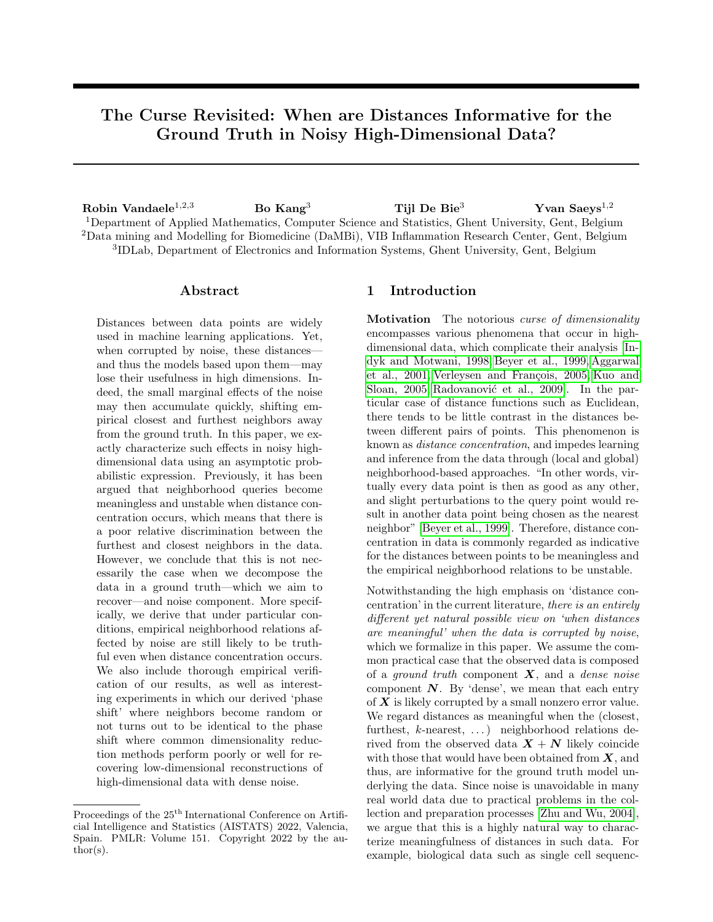# The Curse Revisited: When are Distances Informative for the Ground Truth in Noisy High-Dimensional Data?

**Robin Vandaele**[1,2,3] **Bo Kang**[3] **Tijl De Bie**[3] **Yvan Saeys**[1,2]

[1]Department of Applied Mathematics, Computer Science and Statistics, Ghent University, Gent, Belgium
[2]Data mining and Modelling for Biomedicine (DaMBi), VIB Inflammation Research Center, Gent, Belgium
[3]IDLab, Department of Electronics and Information Systems, Ghent University, Gent, Belgium

## Abstract

Distances between data points are widely used in machine learning applications. Yet, when corrupted by noise, these distances—and thus the models based upon them—may lose their usefulness in high dimensions. Indeed, the small marginal effects of the noise may then accumulate quickly, shifting empirical closest and furthest neighbors away from the ground truth. In this paper, we exactly characterize such effects in noisy high-dimensional data using an asymptotic probabilistic expression. Previously, it has been argued that neighborhood queries become meaningless and unstable when distance concentration occurs, which means that there is a poor relative discrimination between the furthest and closest neighbors in the data. However, we conclude that this is not necessarily the case when we decompose the data in a ground truth—which we aim to recover—and noise component. More specifically, we derive that under particular conditions, empirical neighborhood relations affected by noise are still likely to be truthful even when distance concentration occurs. We also include thorough empirical verification of our results, as well as interesting experiments in which our derived 'phase shift' where neighbors become random or not turns out to be identical to the phase shift where common dimensionality reduction methods perform poorly or well for recovering low-dimensional reconstructions of high-dimensional data with dense noise.

## 1 Introduction

**Motivation** The notorious *curse of dimensionality* encompasses various phenomena that occur in high-dimensional data, which complicate their analysis [Indyk and Motwani, 1998, Beyer et al., 1999, Aggarwal et al., 2001, Verleysen and François, 2005, Kuo and Sloan, 2005, Radovanović et al., 2009]. In the particular case of distance functions such as Euclidean, there tends to be little contrast in the distances between different pairs of points. This phenomenon is known as *distance concentration*, and impedes learning and inference from the data through (local and global) neighborhood-based approaches. "In other words, virtually every data point is then as good as any other, and slight perturbations to the query point would result in another data point being chosen as the nearest neighbor" [Beyer et al., 1999]. Therefore, distance concentration in data is commonly regarded as indicative for the distances between points to be meaningless and the empirical neighborhood relations to be unstable.

Notwithstanding the high emphasis on 'distance concentration' in the current literature, *there is an entirely different yet natural possible view on 'when distances are meaningful' when the data is corrupted by noise*, which we formalize in this paper. We assume the common practical case that the observed data is composed of a *ground truth* component $\boldsymbol{X}$, and a *dense noise* component $\boldsymbol{N}$. By 'dense', we mean that each entry of $\boldsymbol{X}$ is likely corrupted by a small nonzero error value. We regard distances as meaningful when the (closest, furthest, $k$-nearest, ...) neighborhood relations derived from the observed data $\boldsymbol{X} + \boldsymbol{N}$ likely coincide with those that would have been obtained from $\boldsymbol{X}$, and thus, are informative for the ground truth model underlying the data. Since noise is unavoidable in many real world data due to practical problems in the collection and preparation processes [Zhu and Wu, 2004], we argue that this is a highly natural way to characterize meaningfulness of distances in such data. For example, biological data such as single cell sequenc-

Proceedings of the 25[th] International Conference on Artificial Intelligence and Statistics (AISTATS) 2022, Valencia, Spain. PMLR: Volume 151. Copyright 2022 by the author(s).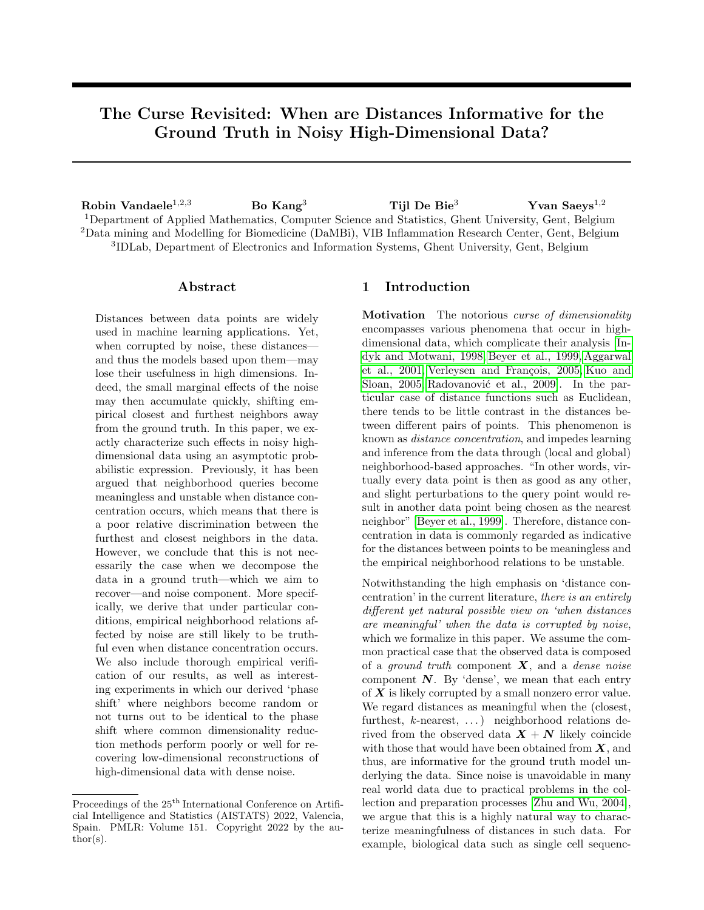# The Curse Revisited: When are Distances Informative for the Ground Truth in Noisy High-Dimensional Data?

**Robin Vandaele**[1,2,3] **Bo Kang**[3] **Tijl De Bie**[3] **Yvan Saeys**[1,2]

[1]Department of Applied Mathematics, Computer Science and Statistics, Ghent University, Gent, Belgium
[2]Data mining and Modelling for Biomedicine (DaMBi), VIB Inflammation Research Center, Gent, Belgium
[3]IDLab, Department of Electronics and Information Systems, Ghent University, Gent, Belgium

## Abstract

Distances between data points are widely used in machine learning applications. Yet, when corrupted by noise, these distances—and thus the models based upon them—may lose their usefulness in high dimensions. Indeed, the small marginal effects of the noise may then accumulate quickly, shifting empirical closest and furthest neighbors away from the ground truth. In this paper, we exactly characterize such effects in noisy high-dimensional data using an asymptotic probabilistic expression. Previously, it has been argued that neighborhood queries become meaningless and unstable when distance concentration occurs, which means that there is a poor relative discrimination between the furthest and closest neighbors in the data. However, we conclude that this is not necessarily the case when we decompose the data in a ground truth—which we aim to recover—and noise component. More specifically, we derive that under particular conditions, empirical neighborhood relations affected by noise are still likely to be truthful even when distance concentration occurs. We also include thorough empirical verification of our results, as well as interesting experiments in which our derived 'phase shift' where neighbors become random or not turns out to be identical to the phase shift where common dimensionality reduction methods perform poorly or well for recovering low-dimensional reconstructions of high-dimensional data with dense noise.

## 1 Introduction

**Motivation** The notorious *curse of dimensionality* encompasses various phenomena that occur in high-dimensional data, which complicate their analysis [Indyk and Motwani, 1998, Beyer et al., 1999, Aggarwal et al., 2001, Verleysen and François, 2005, Kuo and Sloan, 2005, Radovanović et al., 2009]. In the particular case of distance functions such as Euclidean, there tends to be little contrast in the distances between different pairs of points. This phenomenon is known as *distance concentration*, and impedes learning and inference from the data through (local and global) neighborhood-based approaches. "In other words, virtually every data point is then as good as any other, and slight perturbations to the query point would result in another data point being chosen as the nearest neighbor" [Beyer et al., 1999]. Therefore, distance concentration in data is commonly regarded as indicative for the distances between points to be meaningless and the empirical neighborhood relations to be unstable.

Notwithstanding the high emphasis on 'distance concentration' in the current literature, *there is an entirely different yet natural possible view on 'when distances are meaningful' when the data is corrupted by noise*, which we formalize in this paper. We assume the common practical case that the observed data is composed of a *ground truth* component $\boldsymbol{X}$, and a *dense noise* component $\boldsymbol{N}$. By 'dense', we mean that each entry of $\boldsymbol{X}$ is likely corrupted by a small nonzero error value. We regard distances as meaningful when the (closest, furthest, $k$-nearest, ...) neighborhood relations derived from the observed data $\boldsymbol{X} + \boldsymbol{N}$ likely coincide with those that would have been obtained from $\boldsymbol{X}$, and thus, are informative for the ground truth model underlying the data. Since noise is unavoidable in many real world data due to practical problems in the collection and preparation processes [Zhu and Wu, 2004], we argue that this is a highly natural way to characterize meaningfulness of distances in such data. For example, biological data such as single cell sequenc-

Proceedings of the 25[th] International Conference on Artificial Intelligence and Statistics (AISTATS) 2022, Valencia, Spain. PMLR: Volume 151. Copyright 2022 by the author(s).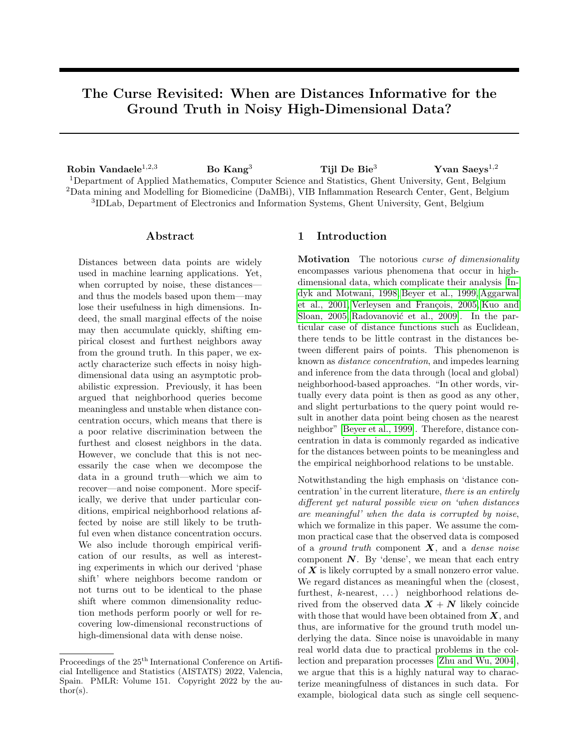# The Curse Revisited: When are Distances Informative for the Ground Truth in Noisy High-Dimensional Data?

**Robin Vandaele**[1,2,3] **Bo Kang**[3] **Tijl De Bie**[3] **Yvan Saeys**[1,2]

[1]Department of Applied Mathematics, Computer Science and Statistics, Ghent University, Gent, Belgium
[2]Data mining and Modelling for Biomedicine (DaMBi), VIB Inflammation Research Center, Gent, Belgium
[3]IDLab, Department of Electronics and Information Systems, Ghent University, Gent, Belgium

## Abstract

Distances between data points are widely used in machine learning applications. Yet, when corrupted by noise, these distances—and thus the models based upon them—may lose their usefulness in high dimensions. Indeed, the small marginal effects of the noise may then accumulate quickly, shifting empirical closest and furthest neighbors away from the ground truth. In this paper, we exactly characterize such effects in noisy high-dimensional data using an asymptotic probabilistic expression. Previously, it has been argued that neighborhood queries become meaningless and unstable when distance concentration occurs, which means that there is a poor relative discrimination between the furthest and closest neighbors in the data. However, we conclude that this is not necessarily the case when we decompose the data in a ground truth—which we aim to recover—and noise component. More specifically, we derive that under particular conditions, empirical neighborhood relations affected by noise are still likely to be truthful even when distance concentration occurs. We also include thorough empirical verification of our results, as well as interesting experiments in which our derived 'phase shift' where neighbors become random or not turns out to be identical to the phase shift where common dimensionality reduction methods perform poorly or well for recovering low-dimensional reconstructions of high-dimensional data with dense noise.

## 1 Introduction

**Motivation** The notorious *curse of dimensionality* encompasses various phenomena that occur in high-dimensional data, which complicate their analysis [Indyk and Motwani, 1998, Beyer et al., 1999, Aggarwal et al., 2001, Verleysen and François, 2005, Kuo and Sloan, 2005, Radovanović et al., 2009]. In the particular case of distance functions such as Euclidean, there tends to be little contrast in the distances between different pairs of points. This phenomenon is known as *distance concentration*, and impedes learning and inference from the data through (local and global) neighborhood-based approaches. "In other words, virtually every data point is then as good as any other, and slight perturbations to the query point would result in another data point being chosen as the nearest neighbor" [Beyer et al., 1999]. Therefore, distance concentration in data is commonly regarded as indicative for the distances between points to be meaningless and the empirical neighborhood relations to be unstable.

Notwithstanding the high emphasis on 'distance concentration' in the current literature, *there is an entirely different yet natural possible view on 'when distances are meaningful' when the data is corrupted by noise*, which we formalize in this paper. We assume the common practical case that the observed data is composed of a *ground truth* component $\boldsymbol{X}$, and a *dense noise* component $\boldsymbol{N}$. By 'dense', we mean that each entry of $\boldsymbol{X}$ is likely corrupted by a small nonzero error value. We regard distances as meaningful when the (closest, furthest, $k$-nearest, ...) neighborhood relations derived from the observed data $\boldsymbol{X} + \boldsymbol{N}$ likely coincide with those that would have been obtained from $\boldsymbol{X}$, and thus, are informative for the ground truth model underlying the data. Since noise is unavoidable in many real world data due to practical problems in the collection and preparation processes [Zhu and Wu, 2004], we argue that this is a highly natural way to characterize meaningfulness of distances in such data. For example, biological data such as single cell sequenc-

Proceedings of the 25[th] International Conference on Artificial Intelligence and Statistics (AISTATS) 2022, Valencia, Spain. PMLR: Volume 151. Copyright 2022 by the author(s).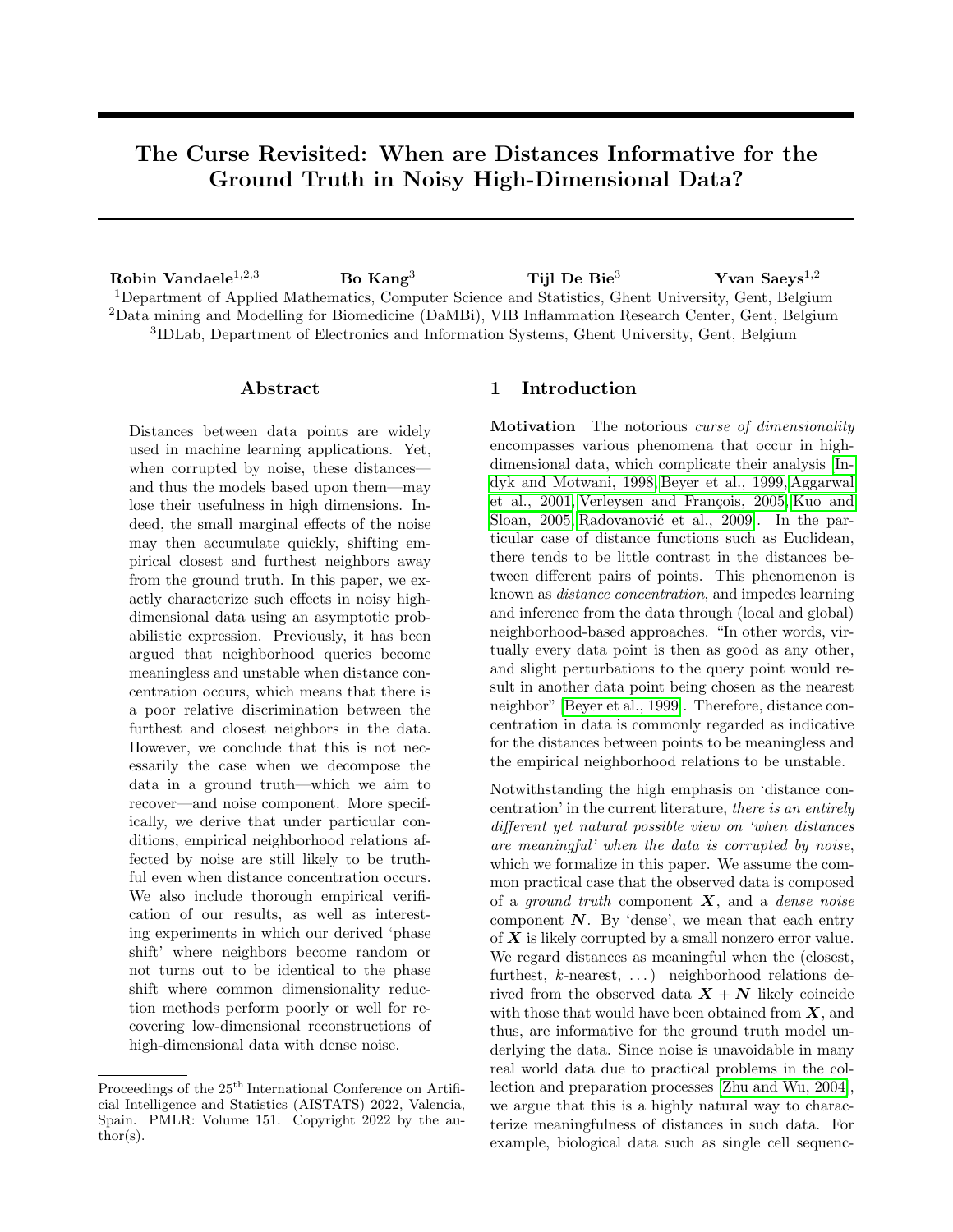# The Curse Revisited: When are Distances Informative for the Ground Truth in Noisy High-Dimensional Data?

**Robin Vandaele**[1,2,3] **Bo Kang**[3] **Tijl De Bie**[3] **Yvan Saeys**[1,2]

[1]Department of Applied Mathematics, Computer Science and Statistics, Ghent University, Gent, Belgium
[2]Data mining and Modelling for Biomedicine (DaMBi), VIB Inflammation Research Center, Gent, Belgium
[3]IDLab, Department of Electronics and Information Systems, Ghent University, Gent, Belgium

## Abstract

Distances between data points are widely used in machine learning applications. Yet, when corrupted by noise, these distances—and thus the models based upon them—may lose their usefulness in high dimensions. Indeed, the small marginal effects of the noise may then accumulate quickly, shifting empirical closest and furthest neighbors away from the ground truth. In this paper, we exactly characterize such effects in noisy high-dimensional data using an asymptotic probabilistic expression. Previously, it has been argued that neighborhood queries become meaningless and unstable when distance concentration occurs, which means that there is a poor relative discrimination between the furthest and closest neighbors in the data. However, we conclude that this is not necessarily the case when we decompose the data in a ground truth—which we aim to recover—and noise component. More specifically, we derive that under particular conditions, empirical neighborhood relations affected by noise are still likely to be truthful even when distance concentration occurs. We also include thorough empirical verification of our results, as well as interesting experiments in which our derived 'phase shift' where neighbors become random or not turns out to be identical to the phase shift where common dimensionality reduction methods perform poorly or well for recovering low-dimensional reconstructions of high-dimensional data with dense noise.

Proceedings of the 25[th] International Conference on Artificial Intelligence and Statistics (AISTATS) 2022, Valencia, Spain. PMLR: Volume 151. Copyright 2022 by the author(s).

## 1 Introduction

**Motivation** The notorious *curse of dimensionality* encompasses various phenomena that occur in high-dimensional data, which complicate their analysis [Indyk and Motwani, 1998, Beyer et al., 1999, Aggarwal et al., 2001, Verleysen and François, 2005, Kuo and Sloan, 2005, Radovanović et al., 2009]. In the particular case of distance functions such as Euclidean, there tends to be little contrast in the distances between different pairs of points. This phenomenon is known as *distance concentration*, and impedes learning and inference from the data through (local and global) neighborhood-based approaches. "In other words, virtually every data point is then as good as any other, and slight perturbations to the query point would result in another data point being chosen as the nearest neighbor" [Beyer et al., 1999]. Therefore, distance concentration in data is commonly regarded as indicative for the distances between points to be meaningless and the empirical neighborhood relations to be unstable.

Notwithstanding the high emphasis on 'distance concentration' in the current literature, *there is an entirely different yet natural possible view on 'when distances are meaningful' when the data is corrupted by noise*, which we formalize in this paper. We assume the common practical case that the observed data is composed of a *ground truth* component $\boldsymbol{X}$, and a *dense noise* component $\boldsymbol{N}$. By 'dense', we mean that each entry of $\boldsymbol{X}$ is likely corrupted by a small nonzero error value. We regard distances as meaningful when the (closest, furthest, $k$-nearest, ...) neighborhood relations derived from the observed data $\boldsymbol{X} + \boldsymbol{N}$ likely coincide with those that would have been obtained from $\boldsymbol{X}$, and thus, are informative for the ground truth model underlying the data. Since noise is unavoidable in many real world data due to practical problems in the collection and preparation processes [Zhu and Wu, 2004], we argue that this is a highly natural way to characterize meaningfulness of distances in such data. For example, biological data such as single cell sequenc-